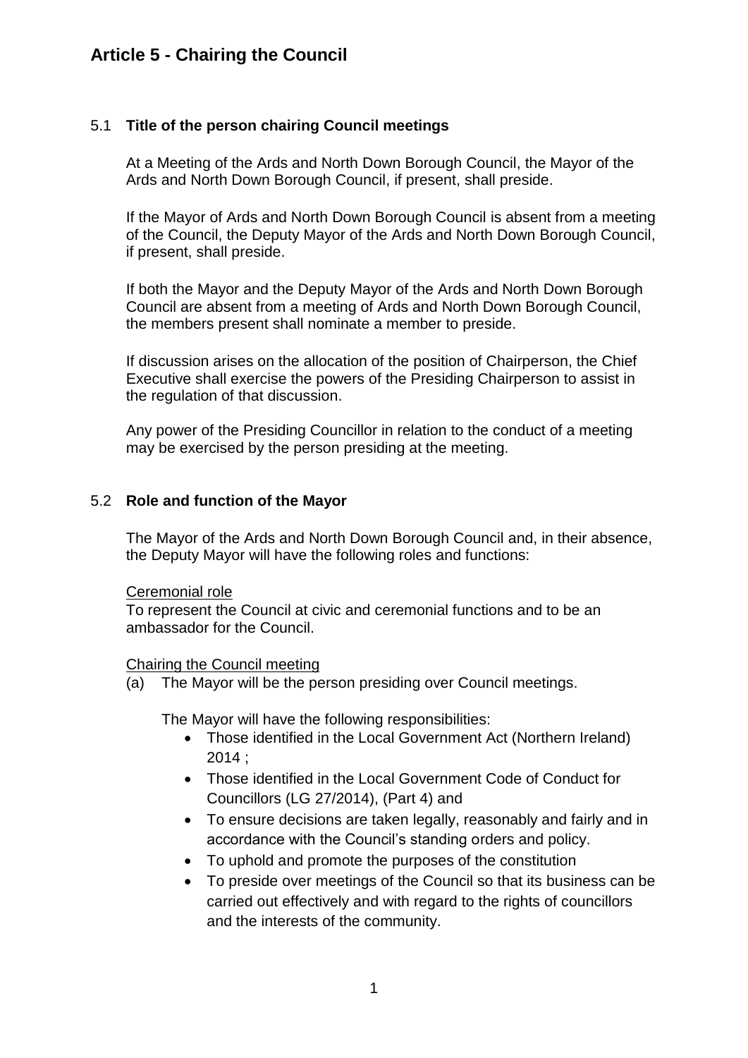# Article 5 - Chairing the Council

## 5.1 **Title of the person chairing Council meetings**

At a Meeting of the Ards and North Down Borough Council, the Mayor of the Ards and North Down Borough Council, if present, shall preside.

If the Mayor of Ards and North Down Borough Council is absent from a meeting of the Council, the Deputy Mayor of the Ards and North Down Borough Council, if present, shall preside.

If both the Mayor and the Deputy Mayor of the Ards and North Down Borough Council are absent from a meeting of Ards and North Down Borough Council, the members present shall nominate a member to preside.

If discussion arises on the allocation of the position of Chairperson, the Chief Executive shall exercise the powers of the Presiding Chairperson to assist in the regulation of that discussion.

Any power of the Presiding Councillor in relation to the conduct of a meeting may be exercised by the person presiding at the meeting.

## 5.2 **Role and function of the Mayor**

The Mayor of the Ards and North Down Borough Council and, in their absence, the Deputy Mayor will have the following roles and functions:

<u>Ceremonial role</u>
To represent the Council at civic and ceremonial functions and to be an ambassador for the Council.

<u>Chairing the Council meeting</u>
(a) The Mayor will be the person presiding over Council meetings.

The Mayor will have the following responsibilities:

- Those identified in the Local Government Act (Northern Ireland) 2014 ;
- Those identified in the Local Government Code of Conduct for Councillors (LG 27/2014), (Part 4) and
- To ensure decisions are taken legally, reasonably and fairly and in accordance with the Council's standing orders and policy.
- To uphold and promote the purposes of the constitution
- To preside over meetings of the Council so that its business can be carried out effectively and with regard to the rights of councillors and the interests of the community.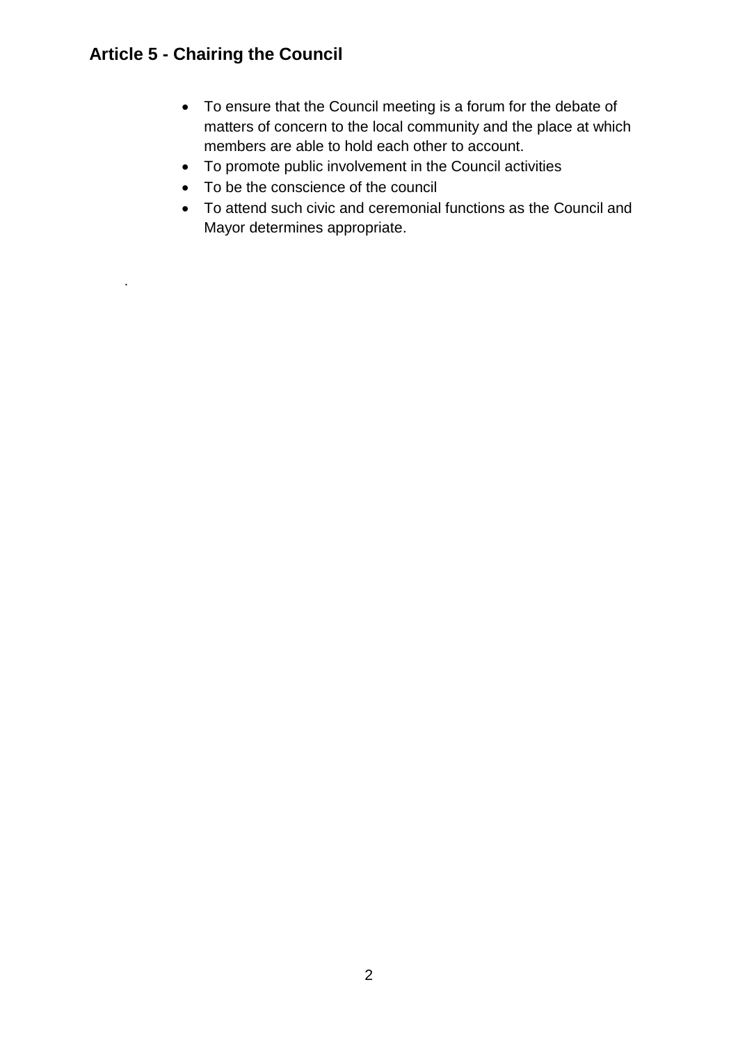## Article 5 - Chairing the Council

- To ensure that the Council meeting is a forum for the debate of matters of concern to the local community and the place at which members are able to hold each other to account.
- To promote public involvement in the Council activities
- To be the conscience of the council
- To attend such civic and ceremonial functions as the Council and Mayor determines appropriate.

.